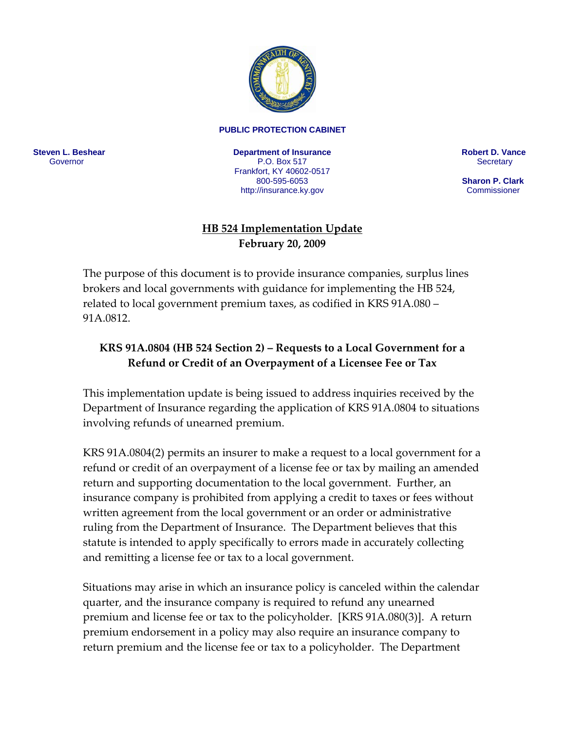**PUBLIC PROTECTION CABINET**

**Steven L. Beshear**
Governor

**Department of Insurance**
P.O. Box 517
Frankfort, KY 40602-0517
800-595-6053
http://insurance.ky.gov

**Robert D. Vance**
Secretary

**Sharon P. Clark**
Commissioner

## HB 524 Implementation Update
**February 20, 2009**

The purpose of this document is to provide insurance companies, surplus lines brokers and local governments with guidance for implementing the HB 524, related to local government premium taxes, as codified in KRS 91A.080 – 91A.0812.

### KRS 91A.0804 (HB 524 Section 2) – Requests to a Local Government for a Refund or Credit of an Overpayment of a Licensee Fee or Tax

This implementation update is being issued to address inquiries received by the Department of Insurance regarding the application of KRS 91A.0804 to situations involving refunds of unearned premium.

KRS 91A.0804(2) permits an insurer to make a request to a local government for a refund or credit of an overpayment of a license fee or tax by mailing an amended return and supporting documentation to the local government. Further, an insurance company is prohibited from applying a credit to taxes or fees without written agreement from the local government or an order or administrative ruling from the Department of Insurance. The Department believes that this statute is intended to apply specifically to errors made in accurately collecting and remitting a license fee or tax to a local government.

Situations may arise in which an insurance policy is canceled within the calendar quarter, and the insurance company is required to refund any unearned premium and license fee or tax to the policyholder. [KRS 91A.080(3)]. A return premium endorsement in a policy may also require an insurance company to return premium and the license fee or tax to a policyholder. The Department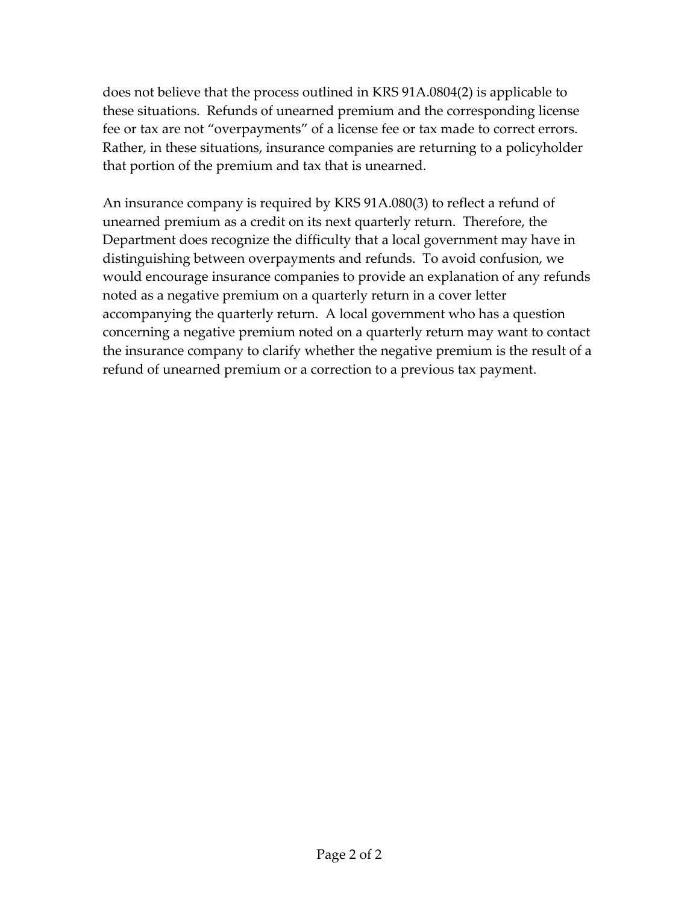does not believe that the process outlined in KRS 91A.0804(2) is applicable to these situations. Refunds of unearned premium and the corresponding license fee or tax are not "overpayments" of a license fee or tax made to correct errors. Rather, in these situations, insurance companies are returning to a policyholder that portion of the premium and tax that is unearned.

An insurance company is required by KRS 91A.080(3) to reflect a refund of unearned premium as a credit on its next quarterly return. Therefore, the Department does recognize the difficulty that a local government may have in distinguishing between overpayments and refunds. To avoid confusion, we would encourage insurance companies to provide an explanation of any refunds noted as a negative premium on a quarterly return in a cover letter accompanying the quarterly return. A local government who has a question concerning a negative premium noted on a quarterly return may want to contact the insurance company to clarify whether the negative premium is the result of a refund of unearned premium or a correction to a previous tax payment.